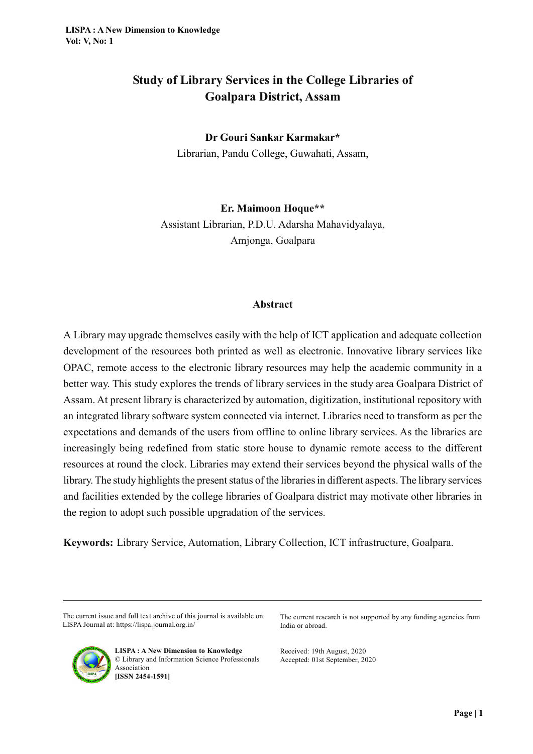# Study of Library Services in the College Libraries of Goalpara District, Assam

**Dr Gouri Sankar Karmakar***

Librarian, Pandu College, Guwahati, Assam,

**Er. Maimoon Hoque****

Assistant Librarian, P.D.U. Adarsha Mahavidyalaya, Amjonga, Goalpara

## Abstract

A Library may upgrade themselves easily with the help of ICT application and adequate collection development of the resources both printed as well as electronic. Innovative library services like OPAC, remote access to the electronic library resources may help the academic community in a better way. This study explores the trends of library services in the study area Goalpara District of Assam. At present library is characterized by automation, digitization, institutional repository with an integrated library software system connected via internet. Libraries need to transform as per the expectations and demands of the users from offline to online library services. As the libraries are increasingly being redefined from static store house to dynamic remote access to the different resources at round the clock. Libraries may extend their services beyond the physical walls of the library. The study highlights the present status of the libraries in different aspects. The library services and facilities extended by the college libraries of Goalpara district may motivate other libraries in the region to adopt such possible upgradation of the services.

**Keywords:** Library Service, Automation, Library Collection, ICT infrastructure, Goalpara.

---

The current issue and full text archive of this journal is available on LISPA Journal at: https://lispa.journal.org.in/

**LISPA : A New Dimension to Knowledge**
© Library and Information Science Professionals Association
**[ISSN 2454-1591]**

The current research is not supported by any funding agencies from India or abroad.

Received: 19th August, 2020
Accepted: 01st September, 2020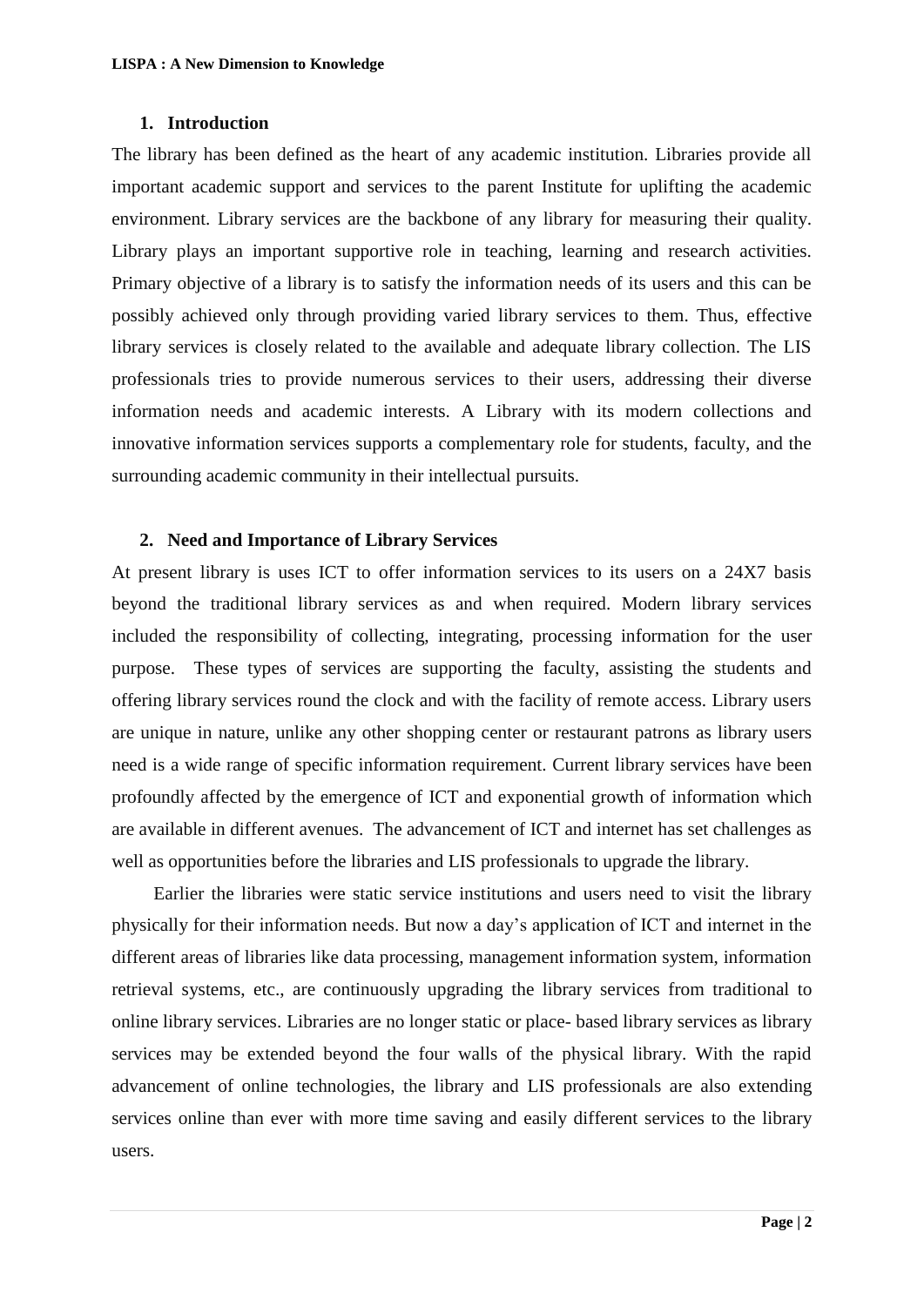## 1. Introduction

The library has been defined as the heart of any academic institution. Libraries provide all important academic support and services to the parent Institute for uplifting the academic environment. Library services are the backbone of any library for measuring their quality. Library plays an important supportive role in teaching, learning and research activities. Primary objective of a library is to satisfy the information needs of its users and this can be possibly achieved only through providing varied library services to them. Thus, effective library services is closely related to the available and adequate library collection. The LIS professionals tries to provide numerous services to their users, addressing their diverse information needs and academic interests. A Library with its modern collections and innovative information services supports a complementary role for students, faculty, and the surrounding academic community in their intellectual pursuits.

## 2. Need and Importance of Library Services

At present library is uses ICT to offer information services to its users on a 24X7 basis beyond the traditional library services as and when required. Modern library services included the responsibility of collecting, integrating, processing information for the user purpose. These types of services are supporting the faculty, assisting the students and offering library services round the clock and with the facility of remote access. Library users are unique in nature, unlike any other shopping center or restaurant patrons as library users need is a wide range of specific information requirement. Current library services have been profoundly affected by the emergence of ICT and exponential growth of information which are available in different avenues. The advancement of ICT and internet has set challenges as well as opportunities before the libraries and LIS professionals to upgrade the library.

Earlier the libraries were static service institutions and users need to visit the library physically for their information needs. But now a day's application of ICT and internet in the different areas of libraries like data processing, management information system, information retrieval systems, etc., are continuously upgrading the library services from traditional to online library services. Libraries are no longer static or place- based library services as library services may be extended beyond the four walls of the physical library. With the rapid advancement of online technologies, the library and LIS professionals are also extending services online than ever with more time saving and easily different services to the library users.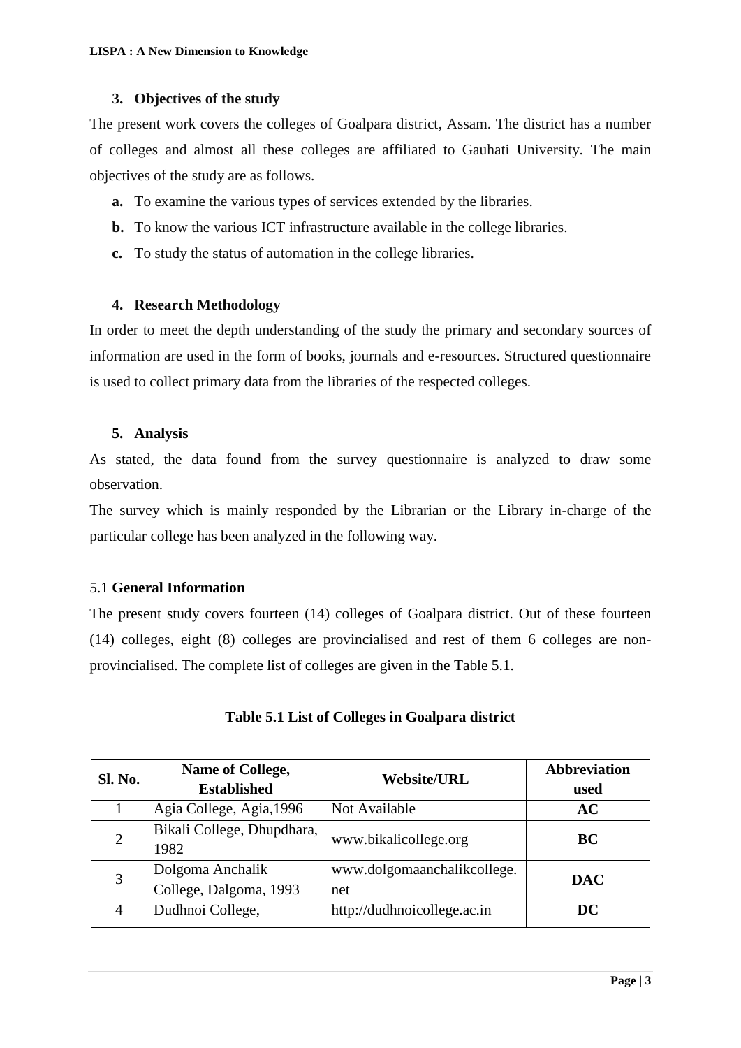## 3. Objectives of the study

The present work covers the colleges of Goalpara district, Assam. The district has a number of colleges and almost all these colleges are affiliated to Gauhati University. The main objectives of the study are as follows.

- **a.** To examine the various types of services extended by the libraries.
- **b.** To know the various ICT infrastructure available in the college libraries.
- **c.** To study the status of automation in the college libraries.

## 4. Research Methodology

In order to meet the depth understanding of the study the primary and secondary sources of information are used in the form of books, journals and e-resources. Structured questionnaire is used to collect primary data from the libraries of the respected colleges.

## 5. Analysis

As stated, the data found from the survey questionnaire is analyzed to draw some observation.

The survey which is mainly responded by the Librarian or the Library in-charge of the particular college has been analyzed in the following way.

### 5.1 General Information

The present study covers fourteen (14) colleges of Goalpara district. Out of these fourteen (14) colleges, eight (8) colleges are provincialised and rest of them 6 colleges are non-provincialised. The complete list of colleges are given in the Table 5.1.

**Table 5.1 List of Colleges in Goalpara district**

| Sl. No. | Name of College, Established | Website/URL | Abbreviation used |
|---|---|---|---|
| 1 | Agia College, Agia,1996 | Not Available | **AC** |
| 2 | Bikali College, Dhupdhara, 1982 | www.bikalicollege.org | **BC** |
| 3 | Dolgoma Anchalik College, Dalgoma, 1993 | www.dolgomaanchalikcollege.net | **DAC** |
| 4 | Dudhnoi College, | http://dudhnoicollege.ac.in | **DC** |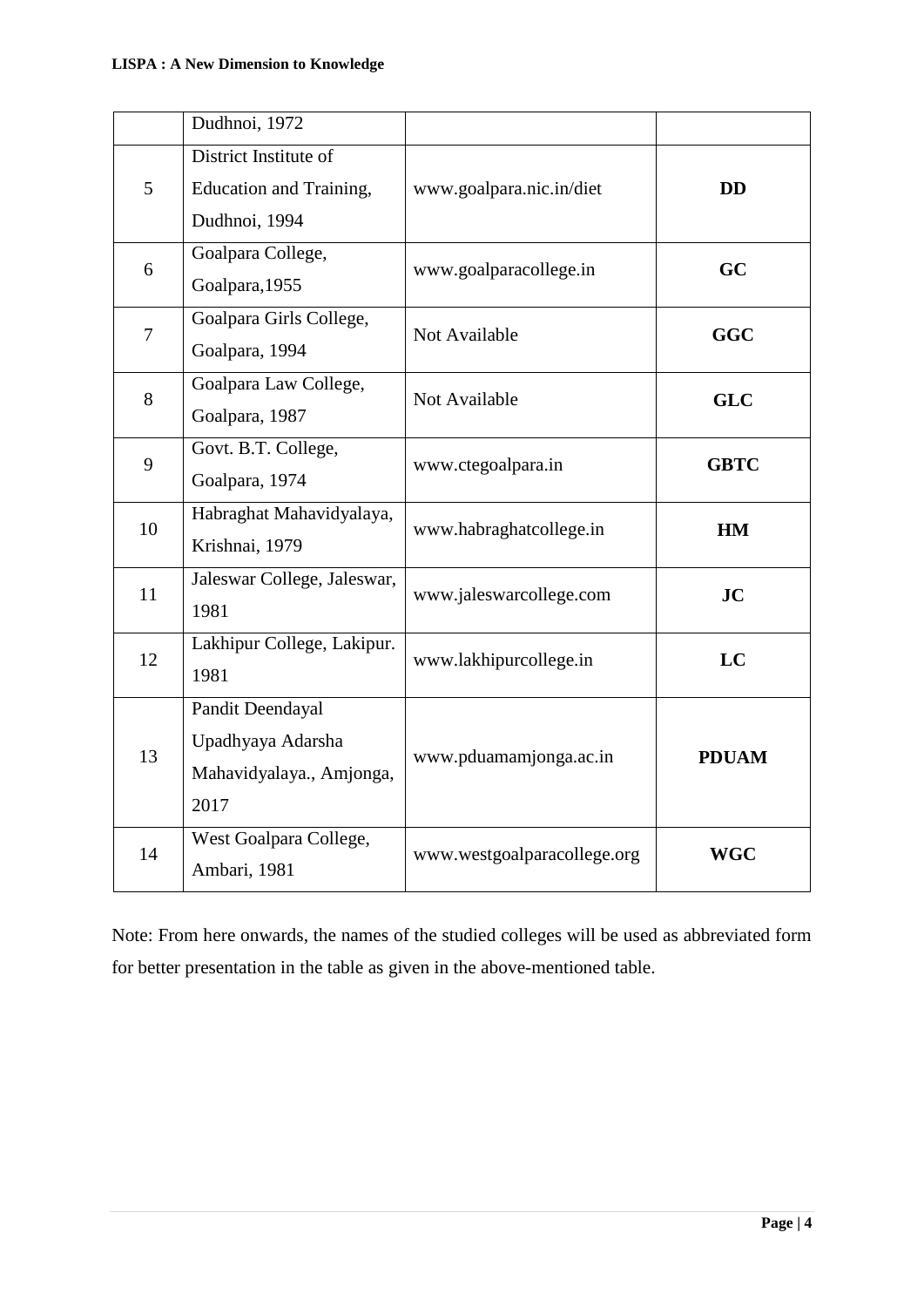| | | | |
|---|---|---|---|
| | Dudhnoi, 1972 | | |
| 5 | District Institute of Education and Training, Dudhnoi, 1994 | www.goalpara.nic.in/diet | **DD** |
| 6 | Goalpara College, Goalpara,1955 | www.goalparacollege.in | **GC** |
| 7 | Goalpara Girls College, Goalpara, 1994 | Not Available | **GGC** |
| 8 | Goalpara Law College, Goalpara, 1987 | Not Available | **GLC** |
| 9 | Govt. B.T. College, Goalpara, 1974 | www.ctegoalpara.in | **GBTC** |
| 10 | Habraghat Mahavidyalaya, Krishnai, 1979 | www.habraghatcollege.in | **HM** |
| 11 | Jaleswar College, Jaleswar, 1981 | www.jaleswarcollege.com | **JC** |
| 12 | Lakhipur College, Lakipur. 1981 | www.lakhipurcollege.in | **LC** |
| 13 | Pandit Deendayal Upadhyaya Adarsha Mahavidyalaya., Amjonga, 2017 | www.pduamamjonga.ac.in | **PDUAM** |
| 14 | West Goalpara College, Ambari, 1981 | www.westgoalparacollege.org | **WGC** |

Note: From here onwards, the names of the studied colleges will be used as abbreviated form for better presentation in the table as given in the above-mentioned table.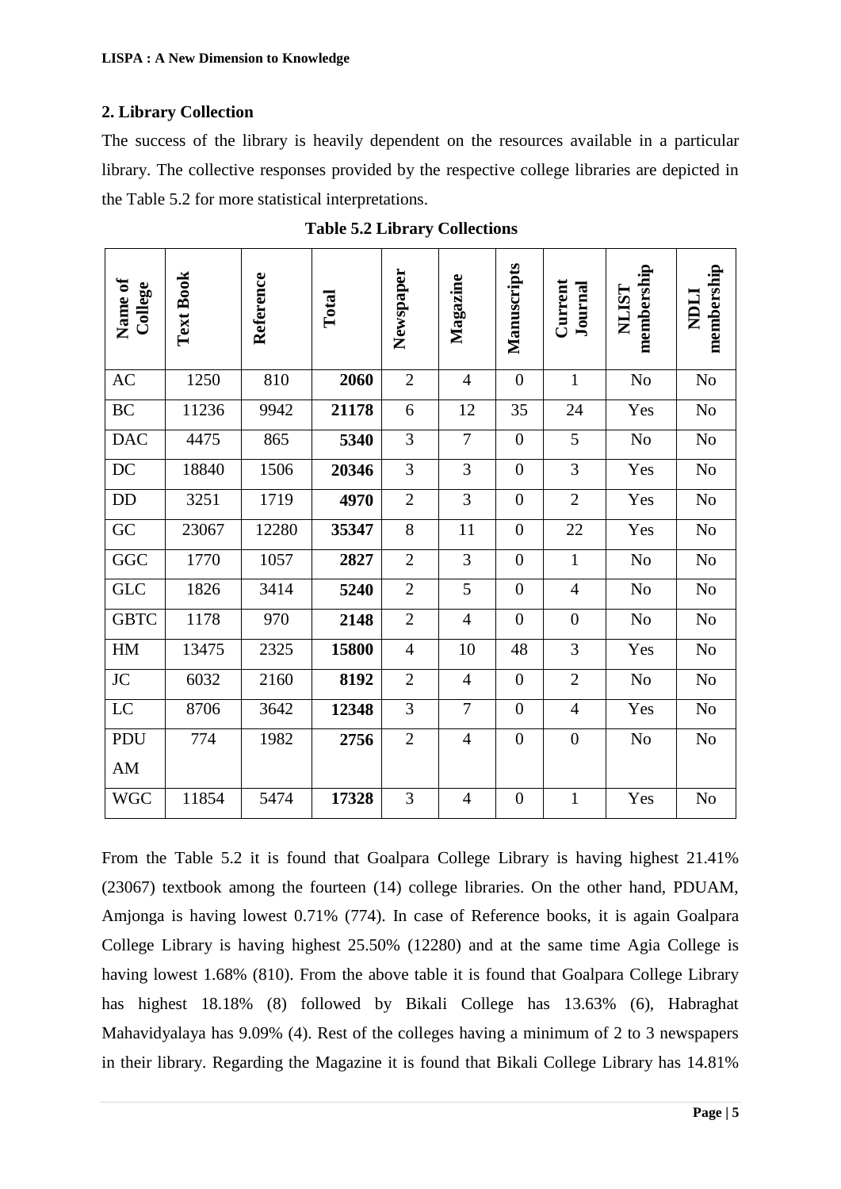## 2. Library Collection

The success of the library is heavily dependent on the resources available in a particular library. The collective responses provided by the respective college libraries are depicted in the Table 5.2 for more statistical interpretations.

**Table 5.2 Library Collections**

| Name of College | Text Book | Reference | Total | Newspaper | Magazine | Manuscripts | Current Journal | NLIST membership | NDLI membership |
|---|---|---|---|---|---|---|---|---|---|
| AC | 1250 | 810 | **2060** | 2 | 4 | 0 | 1 | No | No |
| BC | 11236 | 9942 | **21178** | 6 | 12 | 35 | 24 | Yes | No |
| DAC | 4475 | 865 | **5340** | 3 | 7 | 0 | 5 | No | No |
| DC | 18840 | 1506 | **20346** | 3 | 3 | 0 | 3 | Yes | No |
| DD | 3251 | 1719 | **4970** | 2 | 3 | 0 | 2 | Yes | No |
| GC | 23067 | 12280 | **35347** | 8 | 11 | 0 | 22 | Yes | No |
| GGC | 1770 | 1057 | **2827** | 2 | 3 | 0 | 1 | No | No |
| GLC | 1826 | 3414 | **5240** | 2 | 5 | 0 | 4 | No | No |
| GBTC | 1178 | 970 | **2148** | 2 | 4 | 0 | 0 | No | No |
| HM | 13475 | 2325 | **15800** | 4 | 10 | 48 | 3 | Yes | No |
| JC | 6032 | 2160 | **8192** | 2 | 4 | 0 | 2 | No | No |
| LC | 8706 | 3642 | **12348** | 3 | 7 | 0 | 4 | Yes | No |
| PDUAM | 774 | 1982 | **2756** | 2 | 4 | 0 | 0 | No | No |
| WGC | 11854 | 5474 | **17328** | 3 | 4 | 0 | 1 | Yes | No |

From the Table 5.2 it is found that Goalpara College Library is having highest 21.41% (23067) textbook among the fourteen (14) college libraries. On the other hand, PDUAM, Amjonga is having lowest 0.71% (774). In case of Reference books, it is again Goalpara College Library is having highest 25.50% (12280) and at the same time Agia College is having lowest 1.68% (810). From the above table it is found that Goalpara College Library has highest 18.18% (8) followed by Bikali College has 13.63% (6), Habraghat Mahavidyalaya has 9.09% (4). Rest of the colleges having a minimum of 2 to 3 newspapers in their library. Regarding the Magazine it is found that Bikali College Library has 14.81%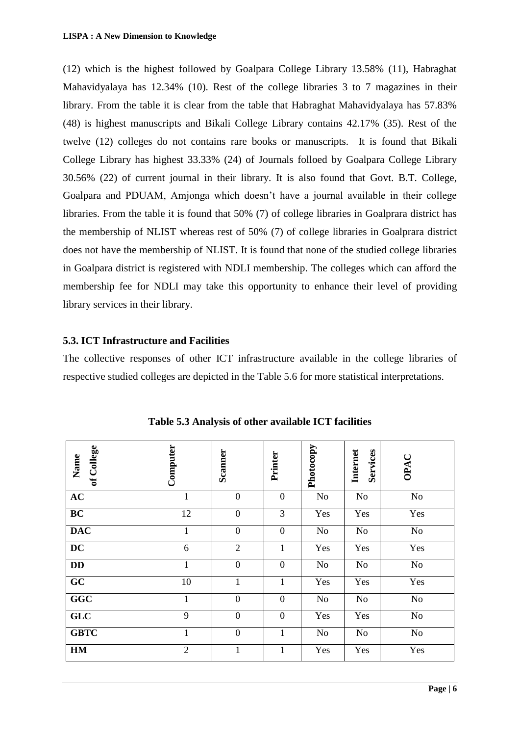(12) which is the highest followed by Goalpara College Library 13.58% (11), Habraghat Mahavidyalaya has 12.34% (10). Rest of the college libraries 3 to 7 magazines in their library. From the table it is clear from the table that Habraghat Mahavidyalaya has 57.83% (48) is highest manuscripts and Bikali College Library contains 42.17% (35). Rest of the twelve (12) colleges do not contains rare books or manuscripts. It is found that Bikali College Library has highest 33.33% (24) of Journals folloed by Goalpara College Library 30.56% (22) of current journal in their library. It is also found that Govt. B.T. College, Goalpara and PDUAM, Amjonga which doesn't have a journal available in their college libraries. From the table it is found that 50% (7) of college libraries in Goalprara district has the membership of NLIST whereas rest of 50% (7) of college libraries in Goalprara district does not have the membership of NLIST. It is found that none of the studied college libraries in Goalpara district is registered with NDLI membership. The colleges which can afford the membership fee for NDLI may take this opportunity to enhance their level of providing library services in their library.

### 5.3. ICT Infrastructure and Facilities

The collective responses of other ICT infrastructure available in the college libraries of respective studied colleges are depicted in the Table 5.6 for more statistical interpretations.

**Table 5.3 Analysis of other available ICT facilities**

| Name of College | Computer | Scanner | Printer | Photocopy | Internet Services | OPAC |
|---|---|---|---|---|---|---|
| **AC** | 1 | 0 | 0 | No | No | No |
| **BC** | 12 | 0 | 3 | Yes | Yes | Yes |
| **DAC** | 1 | 0 | 0 | No | No | No |
| **DC** | 6 | 2 | 1 | Yes | Yes | Yes |
| **DD** | 1 | 0 | 0 | No | No | No |
| **GC** | 10 | 1 | 1 | Yes | Yes | Yes |
| **GGC** | 1 | 0 | 0 | No | No | No |
| **GLC** | 9 | 0 | 0 | Yes | Yes | No |
| **GBTC** | 1 | 0 | 1 | No | No | No |
| **HM** | 2 | 1 | 1 | Yes | Yes | Yes |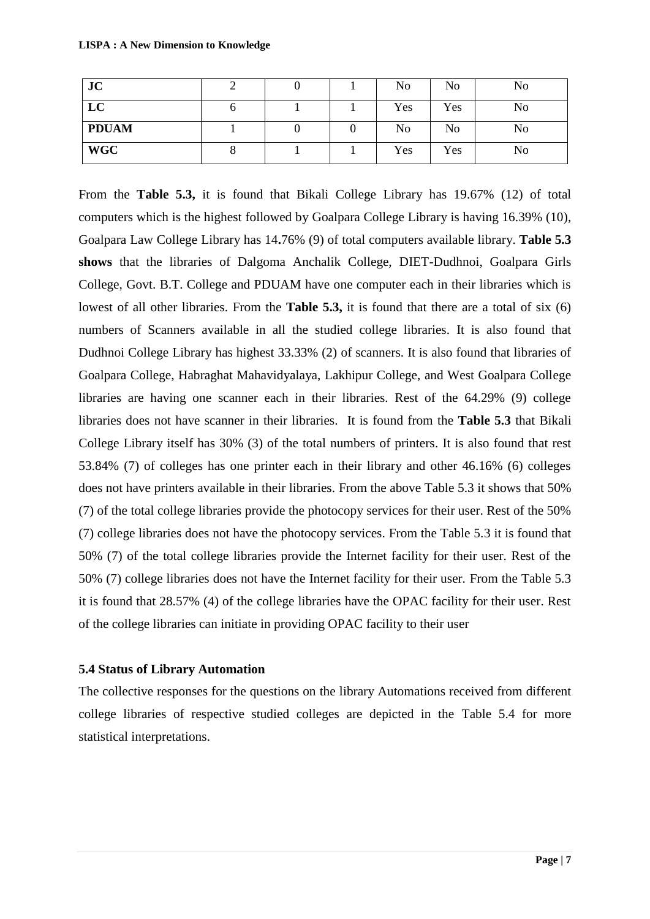| JC | 2 | 0 | 1 | No | No | No |
|---|---|---|---|---|---|---|
| LC | 6 | 1 | 1 | Yes | Yes | No |
| PDUAM | 1 | 0 | 0 | No | No | No |
| WGC | 8 | 1 | 1 | Yes | Yes | No |

From the **Table 5.3,** it is found that Bikali College Library has 19.67% (12) of total computers which is the highest followed by Goalpara College Library is having 16.39% (10), Goalpara Law College Library has 14**.**76% (9) of total computers available library. **Table 5.3 shows** that the libraries of Dalgoma Anchalik College, DIET-Dudhnoi, Goalpara Girls College, Govt. B.T. College and PDUAM have one computer each in their libraries which is lowest of all other libraries. From the **Table 5.3,** it is found that there are a total of six (6) numbers of Scanners available in all the studied college libraries. It is also found that Dudhnoi College Library has highest 33.33% (2) of scanners. It is also found that libraries of Goalpara College, Habraghat Mahavidyalaya, Lakhipur College, and West Goalpara College libraries are having one scanner each in their libraries. Rest of the 64.29% (9) college libraries does not have scanner in their libraries. It is found from the **Table 5.3** that Bikali College Library itself has 30% (3) of the total numbers of printers. It is also found that rest 53.84% (7) of colleges has one printer each in their library and other 46.16% (6) colleges does not have printers available in their libraries. From the above Table 5.3 it shows that 50% (7) of the total college libraries provide the photocopy services for their user. Rest of the 50% (7) college libraries does not have the photocopy services. From the Table 5.3 it is found that 50% (7) of the total college libraries provide the Internet facility for their user. Rest of the 50% (7) college libraries does not have the Internet facility for their user. From the Table 5.3 it is found that 28.57% (4) of the college libraries have the OPAC facility for their user. Rest of the college libraries can initiate in providing OPAC facility to their user

### 5.4 Status of Library Automation

The collective responses for the questions on the library Automations received from different college libraries of respective studied colleges are depicted in the Table 5.4 for more statistical interpretations.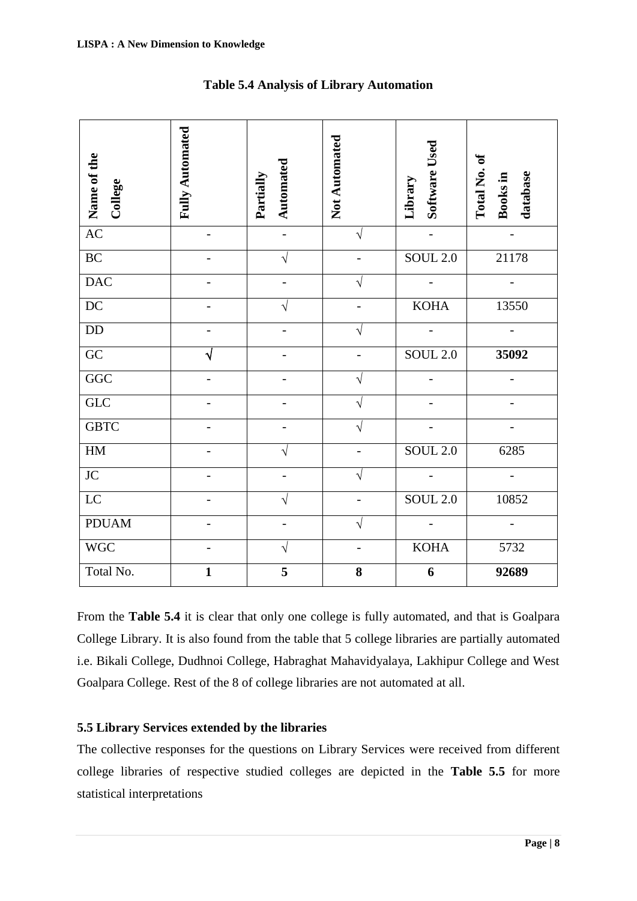**Table 5.4 Analysis of Library Automation**

| Name of the College | Fully Automated | Partially Automated | Not Automated | Library Software Used | Total No. of Books in database |
|---|---|---|---|---|---|
| AC | - | - | √ | - | - |
| BC | - | √ | - | SOUL 2.0 | 21178 |
| DAC | - | - | √ | - | - |
| DC | - | √ | - | KOHA | 13550 |
| DD | - | - | √ | - | - |
| GC | **√** | - | - | SOUL 2.0 | **35092** |
| GGC | - | - | √ | - | - |
| GLC | - | - | √ | - | - |
| GBTC | - | - | √ | - | - |
| HM | - | √ | - | SOUL 2.0 | 6285 |
| JC | - | - | √ | - | - |
| LC | - | √ | - | SOUL 2.0 | 10852 |
| PDUAM | - | - | √ | - | - |
| WGC | - | √ | - | KOHA | 5732 |
| Total No. | **1** | **5** | **8** | **6** | **92689** |

From the **Table 5.4** it is clear that only one college is fully automated, and that is Goalpara College Library. It is also found from the table that 5 college libraries are partially automated i.e. Bikali College, Dudhnoi College, Habraghat Mahavidyalaya, Lakhipur College and West Goalpara College. Rest of the 8 of college libraries are not automated at all.

### 5.5 Library Services extended by the libraries

The collective responses for the questions on Library Services were received from different college libraries of respective studied colleges are depicted in the **Table 5.5** for more statistical interpretations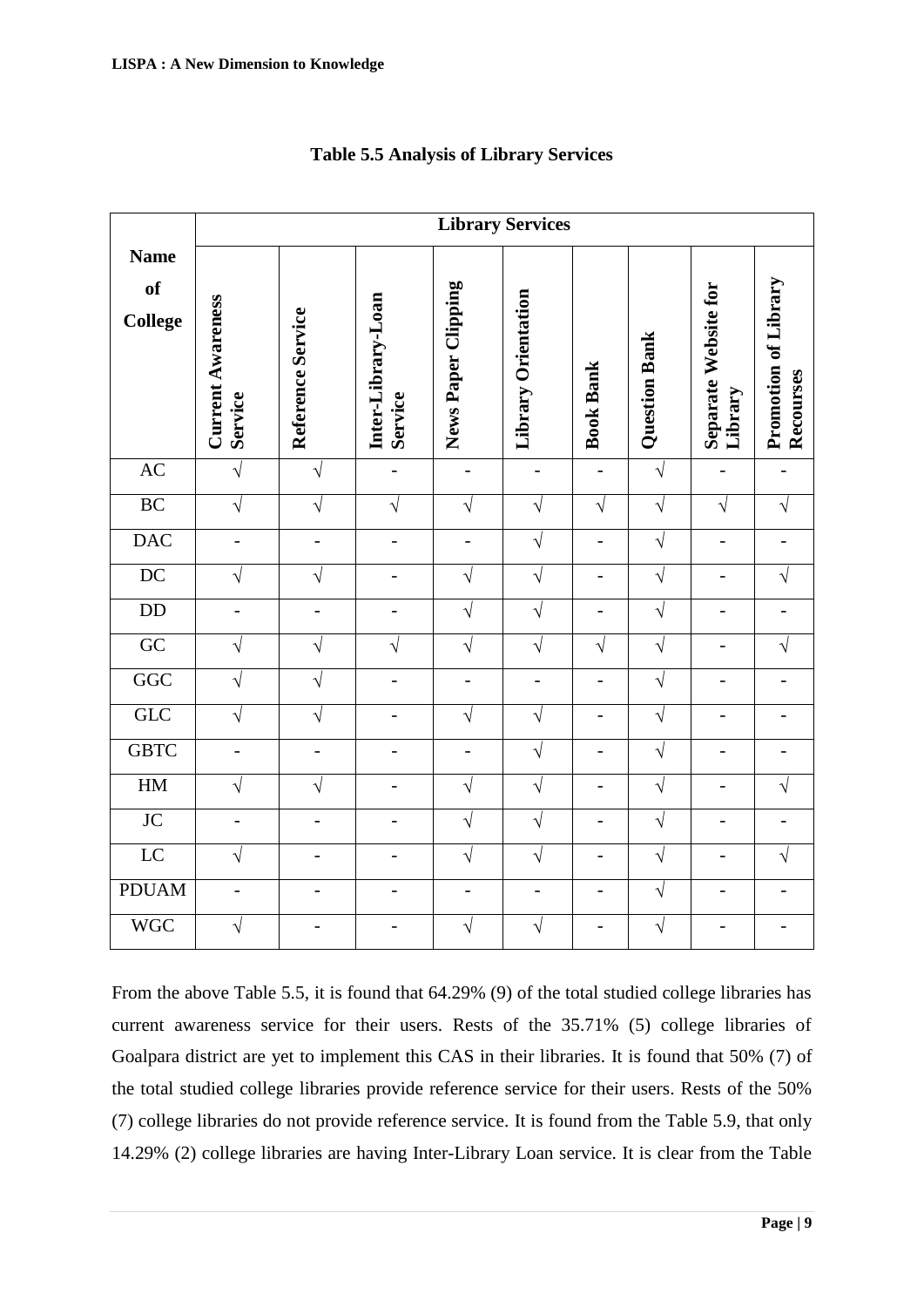**Table 5.5 Analysis of Library Services**

| Name of College | Library Services | | | | | | | | |
|---|---|---|---|---|---|---|---|---|---|
| | Current Awareness Service | Reference Service | Inter-Library-Loan Service | News Paper Clipping | Library Orientation | Book Bank | Question Bank | Separate Website for Library | Promotion of Library Recourses |
| AC | √ | √ | - | - | - | - | √ | - | - |
| BC | √ | √ | √ | √ | √ | √ | √ | √ | √ |
| DAC | - | - | - | - | √ | - | √ | - | - |
| DC | √ | √ | - | √ | √ | - | √ | - | √ |
| DD | - | - | - | √ | √ | - | √ | - | - |
| GC | √ | √ | √ | √ | √ | √ | √ | - | √ |
| GGC | √ | √ | - | - | - | - | √ | - | - |
| GLC | √ | √ | - | √ | √ | - | √ | - | - |
| GBTC | - | - | - | - | √ | - | √ | - | - |
| HM | √ | √ | - | √ | √ | - | √ | - | √ |
| JC | - | - | - | √ | √ | - | √ | - | - |
| LC | √ | - | - | √ | √ | - | √ | - | √ |
| PDUAM | - | - | - | - | - | - | √ | - | - |
| WGC | √ | - | - | √ | √ | - | √ | - | - |

From the above Table 5.5, it is found that 64.29% (9) of the total studied college libraries has current awareness service for their users. Rests of the 35.71% (5) college libraries of Goalpara district are yet to implement this CAS in their libraries. It is found that 50% (7) of the total studied college libraries provide reference service for their users. Rests of the 50% (7) college libraries do not provide reference service. It is found from the Table 5.9, that only 14.29% (2) college libraries are having Inter-Library Loan service. It is clear from the Table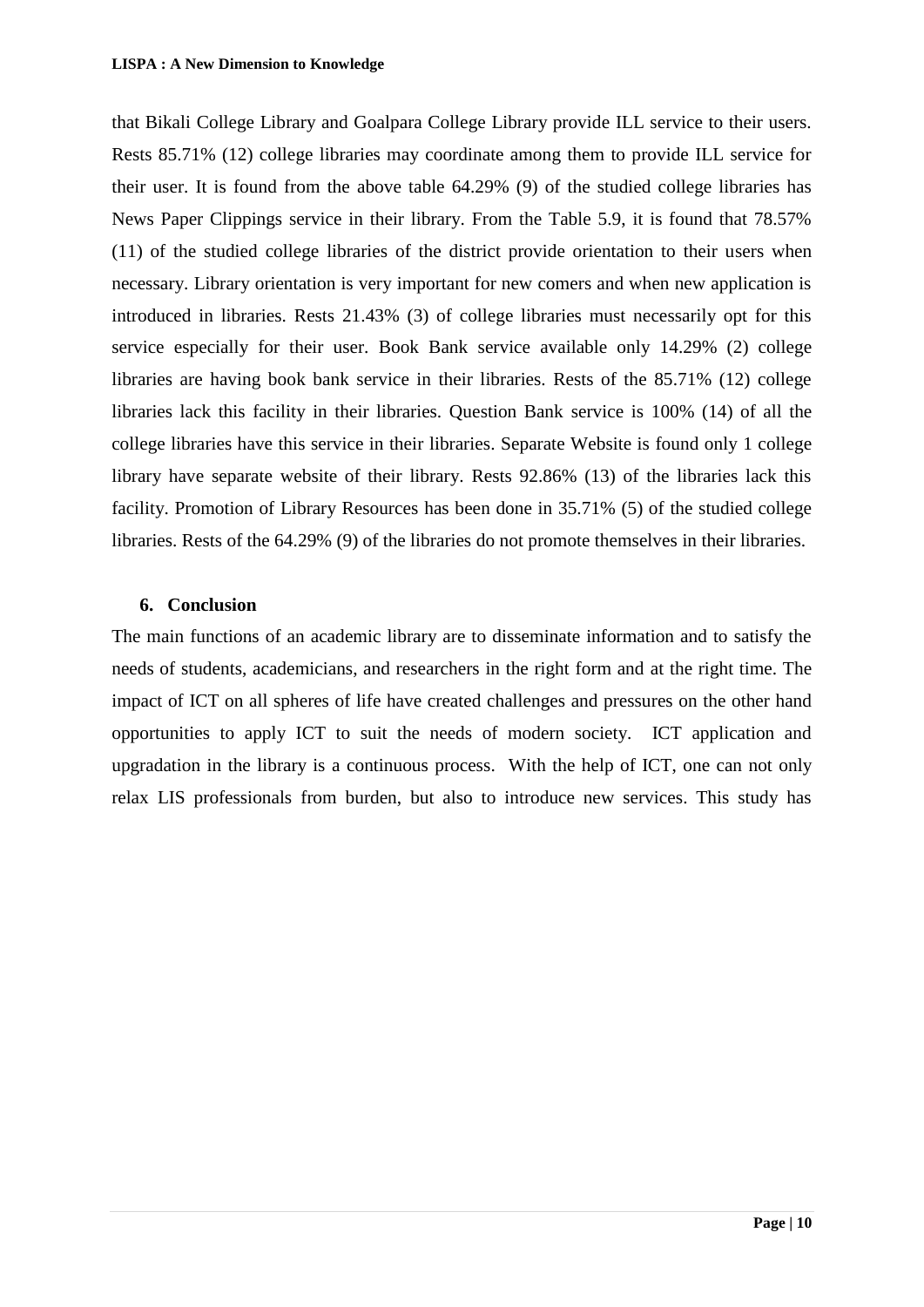that Bikali College Library and Goalpara College Library provide ILL service to their users. Rests 85.71% (12) college libraries may coordinate among them to provide ILL service for their user. It is found from the above table 64.29% (9) of the studied college libraries has News Paper Clippings service in their library. From the Table 5.9, it is found that 78.57% (11) of the studied college libraries of the district provide orientation to their users when necessary. Library orientation is very important for new comers and when new application is introduced in libraries. Rests 21.43% (3) of college libraries must necessarily opt for this service especially for their user. Book Bank service available only 14.29% (2) college libraries are having book bank service in their libraries. Rests of the 85.71% (12) college libraries lack this facility in their libraries. Question Bank service is 100% (14) of all the college libraries have this service in their libraries. Separate Website is found only 1 college library have separate website of their library. Rests 92.86% (13) of the libraries lack this facility. Promotion of Library Resources has been done in 35.71% (5) of the studied college libraries. Rests of the 64.29% (9) of the libraries do not promote themselves in their libraries.

## 6. Conclusion

The main functions of an academic library are to disseminate information and to satisfy the needs of students, academicians, and researchers in the right form and at the right time. The impact of ICT on all spheres of life have created challenges and pressures on the other hand opportunities to apply ICT to suit the needs of modern society. ICT application and upgradation in the library is a continuous process. With the help of ICT, one can not only relax LIS professionals from burden, but also to introduce new services. This study has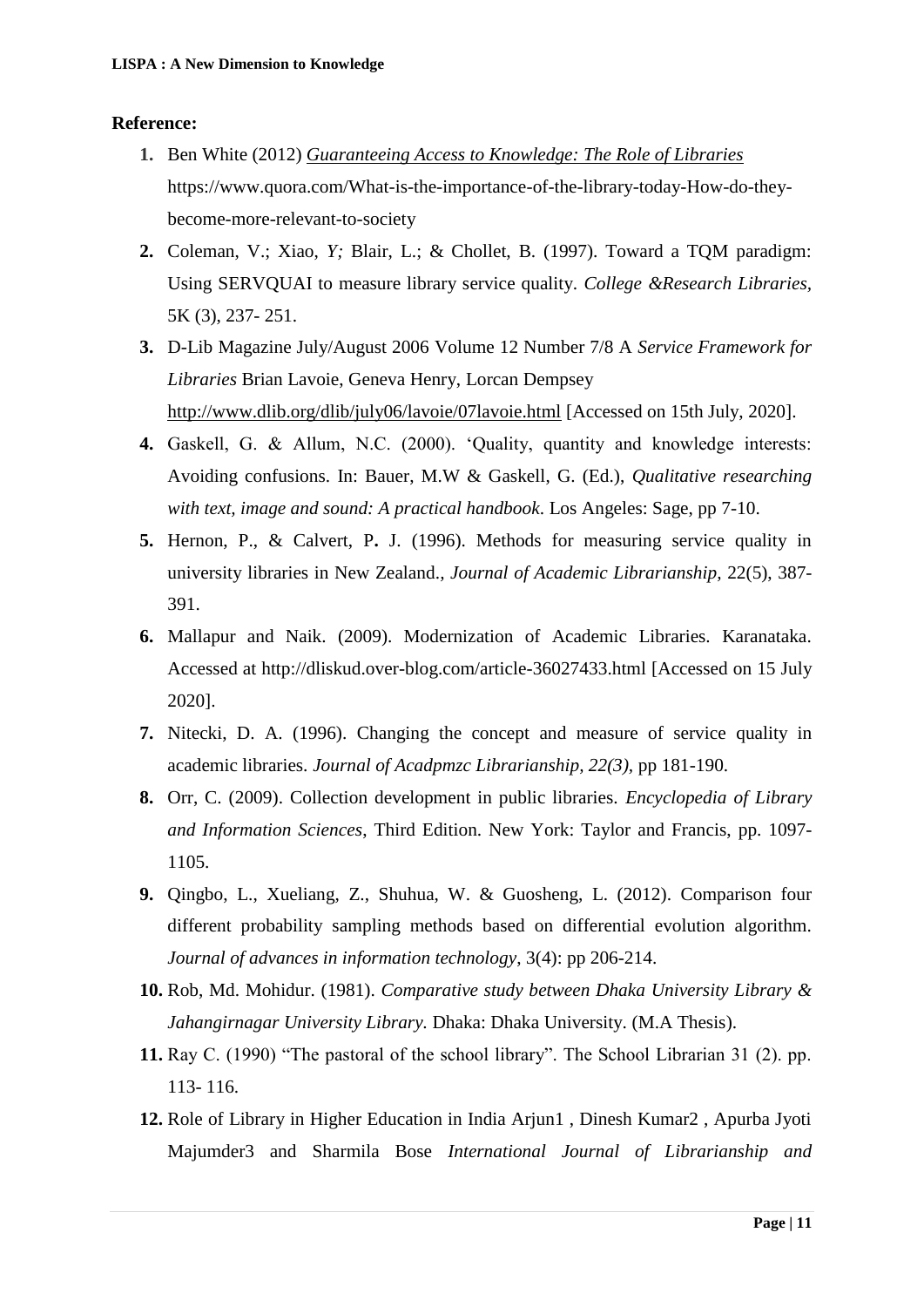**Reference:**

1. Ben White (2012) *Guaranteeing Access to Knowledge: The Role of Libraries* https://www.quora.com/What-is-the-importance-of-the-library-today-How-do-they-become-more-relevant-to-society
2. Coleman, V.; Xiao, *Y;* Blair, L.; & Chollet, B. (1997). Toward a TQM paradigm: Using SERVQUAI to measure library service quality. *College &Research Libraries*, 5K (3), 237- 251.
3. D-Lib Magazine July/August 2006 Volume 12 Number 7/8 A *Service Framework for Libraries* Brian Lavoie, Geneva Henry, Lorcan Dempsey http://www.dlib.org/dlib/july06/lavoie/07lavoie.html [Accessed on 15th July, 2020].
4. Gaskell, G. & Allum, N.C. (2000). 'Quality, quantity and knowledge interests: Avoiding confusions. In: Bauer, M.W & Gaskell, G. (Ed.), *Qualitative researching with text, image and sound: A practical handbook*. Los Angeles: Sage, pp 7-10.
5. Hernon, P., & Calvert, P**.** J. (1996). Methods for measuring service quality in university libraries in New Zealand.*, Journal of Academic Librarianship*, 22(5), 387-391.
6. Mallapur and Naik. (2009). Modernization of Academic Libraries. Karanataka. Accessed at http://dliskud.over-blog.com/article-36027433.html [Accessed on 15 July 2020].
7. Nitecki, D. A. (1996). Changing the concept and measure of service quality in academic libraries. *Journal of Acadpmzc Librarianship, 22(3),* pp 181-190.
8. Orr, C. (2009). Collection development in public libraries. *Encyclopedia of Library and Information Sciences*, Third Edition. New York: Taylor and Francis, pp. 1097-1105.
9. Qingbo, L., Xueliang, Z., Shuhua, W. & Guosheng, L. (2012). Comparison four different probability sampling methods based on differential evolution algorithm. *Journal of advances in information technology*, 3(4): pp 206-214.
10. Rob, Md. Mohidur. (1981). *Comparative study between Dhaka University Library & Jahangirnagar University Library.* Dhaka: Dhaka University. (M.A Thesis).
11. Ray C. (1990) "The pastoral of the school library". The School Librarian 31 (2). pp. 113- 116.
12. Role of Library in Higher Education in India Arjun1 , Dinesh Kumar2 , Apurba Jyoti Majumder3 and Sharmila Bose *International Journal of Librarianship and*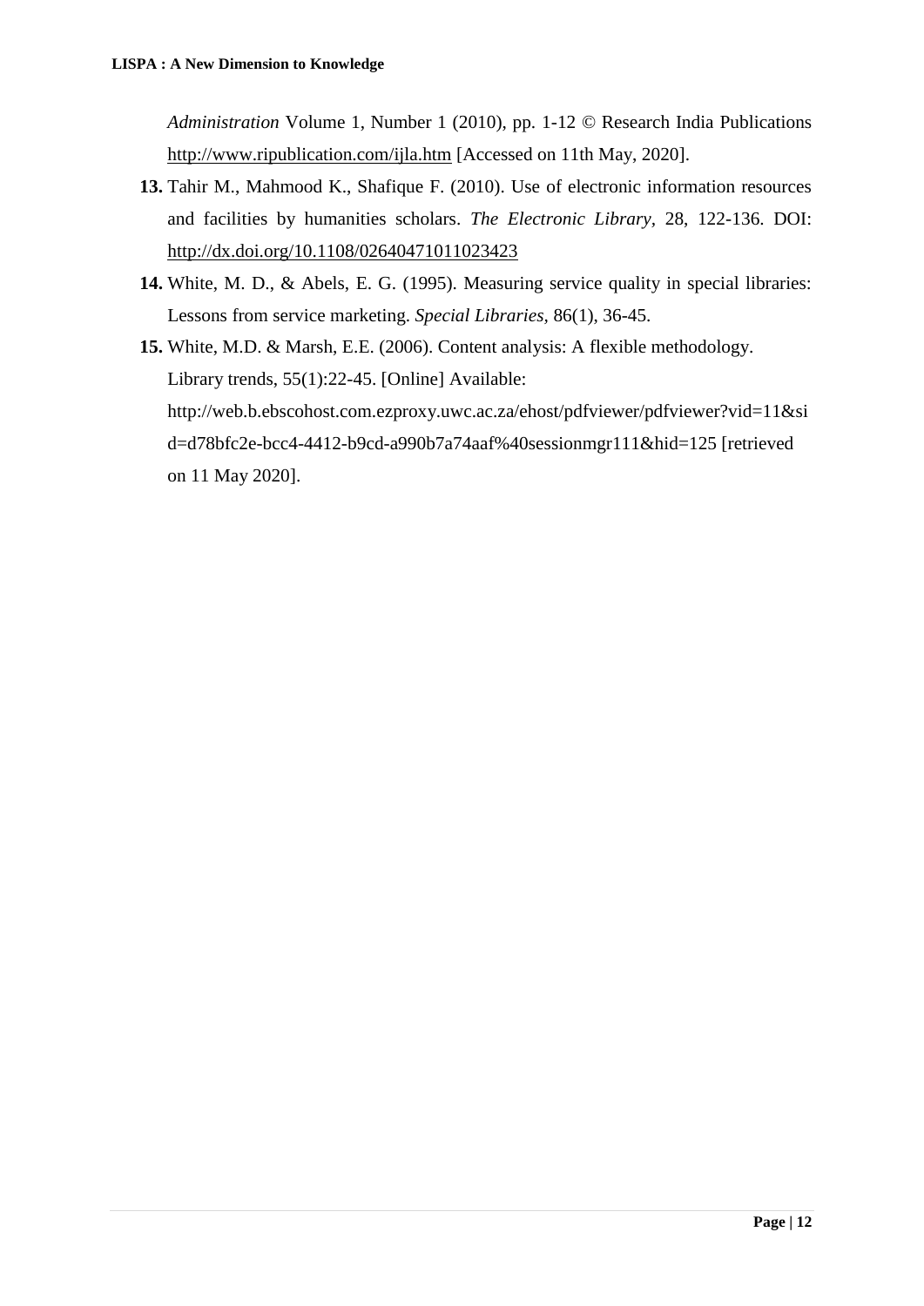*Administration* Volume 1, Number 1 (2010), pp. 1-12 © Research India Publications http://www.ripublication.com/ijla.htm [Accessed on 11th May, 2020].

**13.** Tahir M., Mahmood K., Shafique F. (2010). Use of electronic information resources and facilities by humanities scholars. *The Electronic Library*, 28, 122-136. DOI: http://dx.doi.org/10.1108/02640471011023423

**14.** White, M. D., & Abels, E. G. (1995). Measuring service quality in special libraries: Lessons from service marketing. *Special Libraries*, 86(1), 36-45.

**15.** White, M.D. & Marsh, E.E. (2006). Content analysis: A flexible methodology. Library trends, 55(1):22-45. [Online] Available: http://web.b.ebscohost.com.ezproxy.uwc.ac.za/ehost/pdfviewer/pdfviewer?vid=11&sid=d78bfc2e-bcc4-4412-b9cd-a990b7a74aaf%40sessionmgr111&hid=125 [retrieved on 11 May 2020].